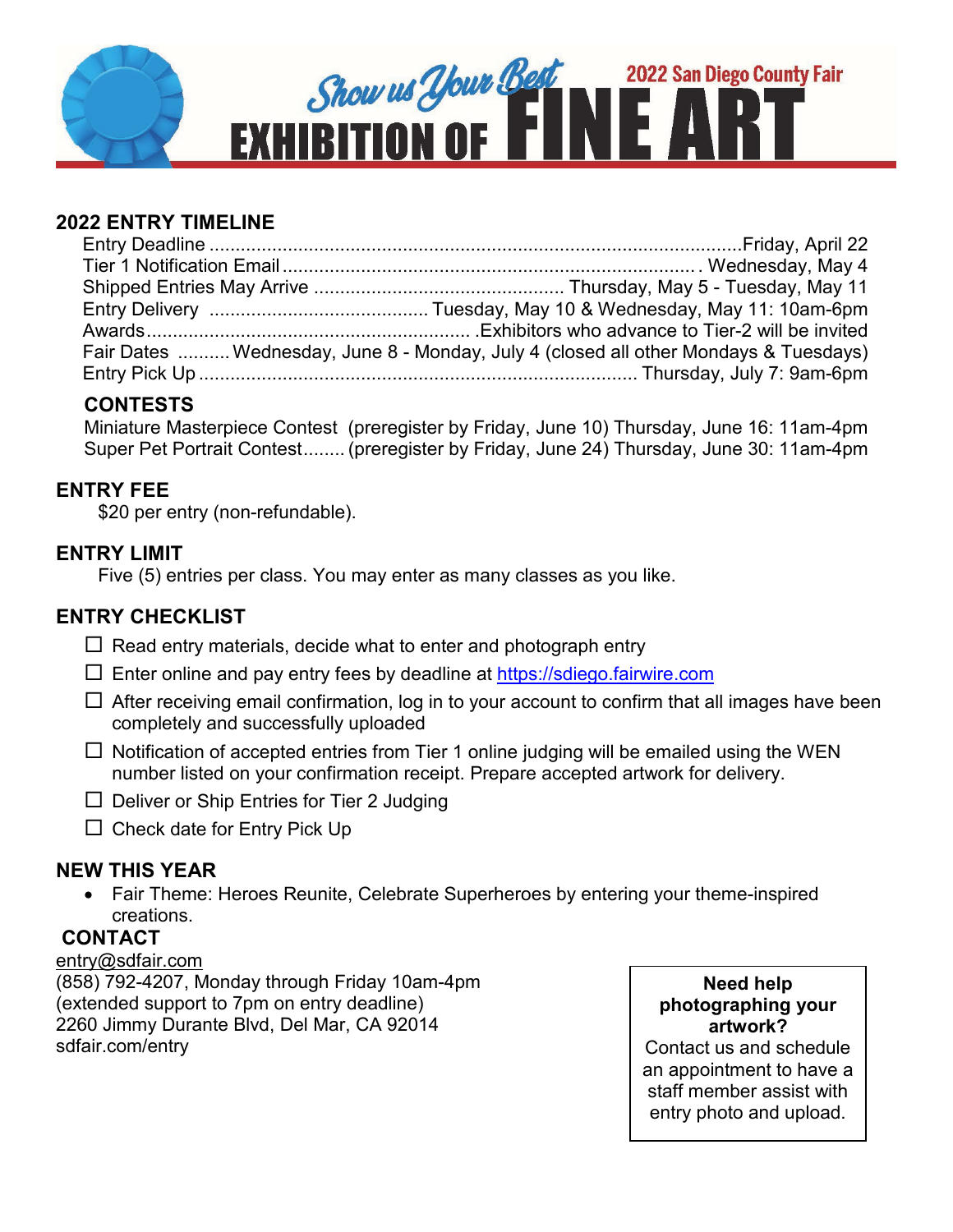# Show us Your Best EXHIBITION OF FINE ART

**2022 San Diego County Fair**

## 2022 ENTRY TIMELINE

| | |
|---|---|
| Entry Deadline | Friday, April 22 |
| Tier 1 Notification Email | Wednesday, May 4 |
| Shipped Entries May Arrive | Thursday, May 5 - Tuesday, May 11 |
| Entry Delivery | Tuesday, May 10 & Wednesday, May 11: 10am-6pm |
| Awards | Exhibitors who advance to Tier-2 will be invited |
| Fair Dates | Wednesday, June 8 - Monday, July 4 (closed all other Mondays & Tuesdays) |
| Entry Pick Up | Thursday, July 7: 9am-6pm |

### CONTESTS

| | |
|---|---|
| Miniature Masterpiece Contest | (preregister by Friday, June 10) Thursday, June 16: 11am-4pm |
| Super Pet Portrait Contest | (preregister by Friday, June 24) Thursday, June 30: 11am-4pm |

## ENTRY FEE

$20 per entry (non-refundable).

## ENTRY LIMIT

Five (5) entries per class. You may enter as many classes as you like.

## ENTRY CHECKLIST

- ☐ Read entry materials, decide what to enter and photograph entry
- ☐ Enter online and pay entry fees by deadline at https://sdiego.fairwire.com
- ☐ After receiving email confirmation, log in to your account to confirm that all images have been completely and successfully uploaded
- ☐ Notification of accepted entries from Tier 1 online judging will be emailed using the WEN number listed on your confirmation receipt. Prepare accepted artwork for delivery.
- ☐ Deliver or Ship Entries for Tier 2 Judging
- ☐ Check date for Entry Pick Up

## NEW THIS YEAR

- Fair Theme: Heroes Reunite, Celebrate Superheroes by entering your theme-inspired creations.

## CONTACT

entry@sdfair.com
(858) 792-4207, Monday through Friday 10am-4pm
(extended support to 7pm on entry deadline)
2260 Jimmy Durante Blvd, Del Mar, CA 92014
sdfair.com/entry

**Need help photographing your artwork?**
Contact us and schedule an appointment to have a staff member assist with entry photo and upload.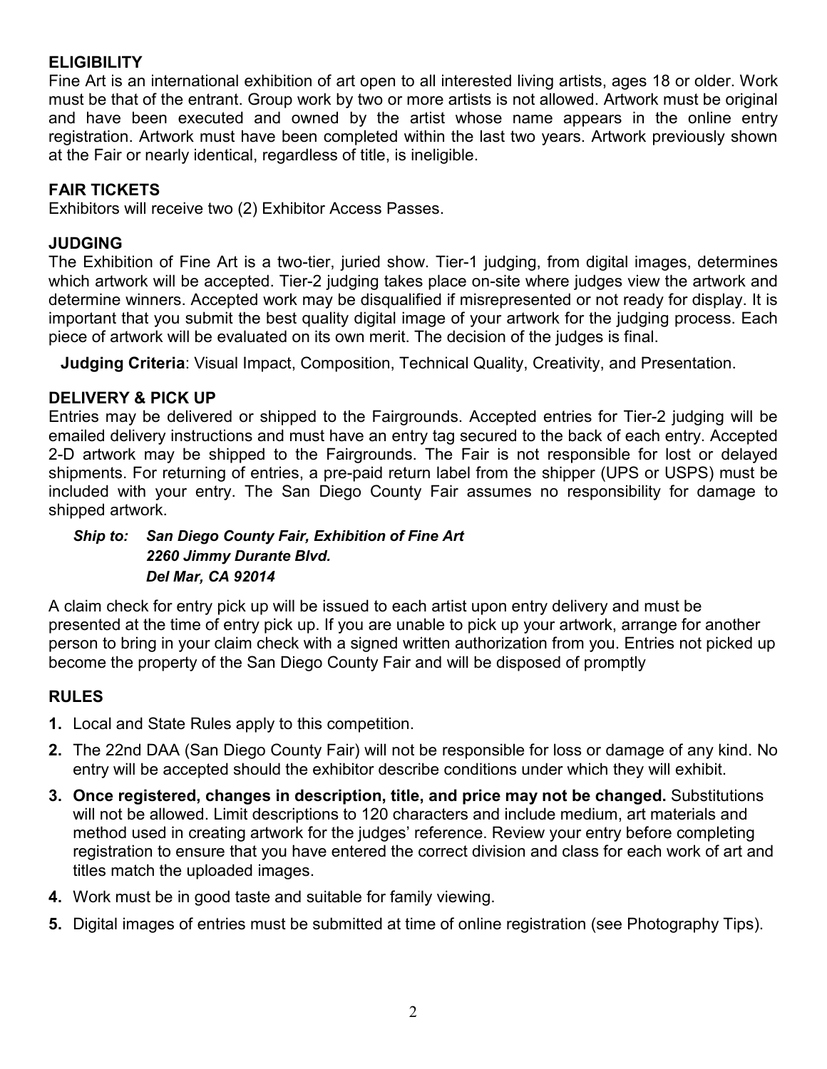## ELIGIBILITY

Fine Art is an international exhibition of art open to all interested living artists, ages 18 or older. Work must be that of the entrant. Group work by two or more artists is not allowed. Artwork must be original and have been executed and owned by the artist whose name appears in the online entry registration. Artwork must have been completed within the last two years. Artwork previously shown at the Fair or nearly identical, regardless of title, is ineligible.

## FAIR TICKETS

Exhibitors will receive two (2) Exhibitor Access Passes.

## JUDGING

The Exhibition of Fine Art is a two-tier, juried show. Tier-1 judging, from digital images, determines which artwork will be accepted. Tier-2 judging takes place on-site where judges view the artwork and determine winners. Accepted work may be disqualified if misrepresented or not ready for display. It is important that you submit the best quality digital image of your artwork for the judging process. Each piece of artwork will be evaluated on its own merit. The decision of the judges is final.

**Judging Criteria**: Visual Impact, Composition, Technical Quality, Creativity, and Presentation.

## DELIVERY & PICK UP

Entries may be delivered or shipped to the Fairgrounds. Accepted entries for Tier-2 judging will be emailed delivery instructions and must have an entry tag secured to the back of each entry. Accepted 2-D artwork may be shipped to the Fairgrounds. The Fair is not responsible for lost or delayed shipments. For returning of entries, a pre-paid return label from the shipper (UPS or USPS) must be included with your entry. The San Diego County Fair assumes no responsibility for damage to shipped artwork.

***Ship to:*** ***San Diego County Fair, Exhibition of Fine Art***
***2260 Jimmy Durante Blvd.***
***Del Mar, CA 92014***

A claim check for entry pick up will be issued to each artist upon entry delivery and must be presented at the time of entry pick up. If you are unable to pick up your artwork, arrange for another person to bring in your claim check with a signed written authorization from you. Entries not picked up become the property of the San Diego County Fair and will be disposed of promptly

## RULES

1. Local and State Rules apply to this competition.
2. The 22nd DAA (San Diego County Fair) will not be responsible for loss or damage of any kind. No entry will be accepted should the exhibitor describe conditions under which they will exhibit.
3. **Once registered, changes in description, title, and price may not be changed.** Substitutions will not be allowed. Limit descriptions to 120 characters and include medium, art materials and method used in creating artwork for the judges' reference. Review your entry before completing registration to ensure that you have entered the correct division and class for each work of art and titles match the uploaded images.
4. Work must be in good taste and suitable for family viewing.
5. Digital images of entries must be submitted at time of online registration (see Photography Tips).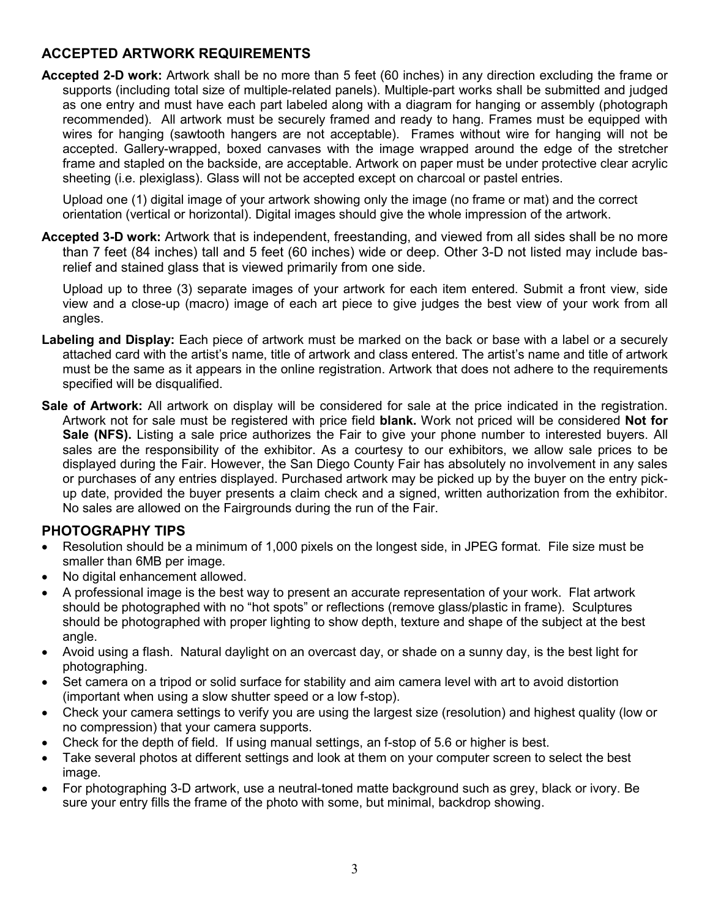## ACCEPTED ARTWORK REQUIREMENTS

**Accepted 2-D work:** Artwork shall be no more than 5 feet (60 inches) in any direction excluding the frame or supports (including total size of multiple-related panels). Multiple-part works shall be submitted and judged as one entry and must have each part labeled along with a diagram for hanging or assembly (photograph recommended). All artwork must be securely framed and ready to hang. Frames must be equipped with wires for hanging (sawtooth hangers are not acceptable). Frames without wire for hanging will not be accepted. Gallery-wrapped, boxed canvases with the image wrapped around the edge of the stretcher frame and stapled on the backside, are acceptable. Artwork on paper must be under protective clear acrylic sheeting (i.e. plexiglass). Glass will not be accepted except on charcoal or pastel entries.

Upload one (1) digital image of your artwork showing only the image (no frame or mat) and the correct orientation (vertical or horizontal). Digital images should give the whole impression of the artwork.

**Accepted 3-D work:** Artwork that is independent, freestanding, and viewed from all sides shall be no more than 7 feet (84 inches) tall and 5 feet (60 inches) wide or deep. Other 3-D not listed may include bas-relief and stained glass that is viewed primarily from one side.

Upload up to three (3) separate images of your artwork for each item entered. Submit a front view, side view and a close-up (macro) image of each art piece to give judges the best view of your work from all angles.

**Labeling and Display:** Each piece of artwork must be marked on the back or base with a label or a securely attached card with the artist's name, title of artwork and class entered. The artist's name and title of artwork must be the same as it appears in the online registration. Artwork that does not adhere to the requirements specified will be disqualified.

**Sale of Artwork:** All artwork on display will be considered for sale at the price indicated in the registration. Artwork not for sale must be registered with price field **blank.** Work not priced will be considered **Not for Sale (NFS).** Listing a sale price authorizes the Fair to give your phone number to interested buyers. All sales are the responsibility of the exhibitor. As a courtesy to our exhibitors, we allow sale prices to be displayed during the Fair. However, the San Diego County Fair has absolutely no involvement in any sales or purchases of any entries displayed. Purchased artwork may be picked up by the buyer on the entry pick-up date, provided the buyer presents a claim check and a signed, written authorization from the exhibitor. No sales are allowed on the Fairgrounds during the run of the Fair.

## PHOTOGRAPHY TIPS

- Resolution should be a minimum of 1,000 pixels on the longest side, in JPEG format. File size must be smaller than 6MB per image.
- No digital enhancement allowed.
- A professional image is the best way to present an accurate representation of your work. Flat artwork should be photographed with no "hot spots" or reflections (remove glass/plastic in frame). Sculptures should be photographed with proper lighting to show depth, texture and shape of the subject at the best angle.
- Avoid using a flash. Natural daylight on an overcast day, or shade on a sunny day, is the best light for photographing.
- Set camera on a tripod or solid surface for stability and aim camera level with art to avoid distortion (important when using a slow shutter speed or a low f-stop).
- Check your camera settings to verify you are using the largest size (resolution) and highest quality (low or no compression) that your camera supports.
- Check for the depth of field. If using manual settings, an f-stop of 5.6 or higher is best.
- Take several photos at different settings and look at them on your computer screen to select the best image.
- For photographing 3-D artwork, use a neutral-toned matte background such as grey, black or ivory. Be sure your entry fills the frame of the photo with some, but minimal, backdrop showing.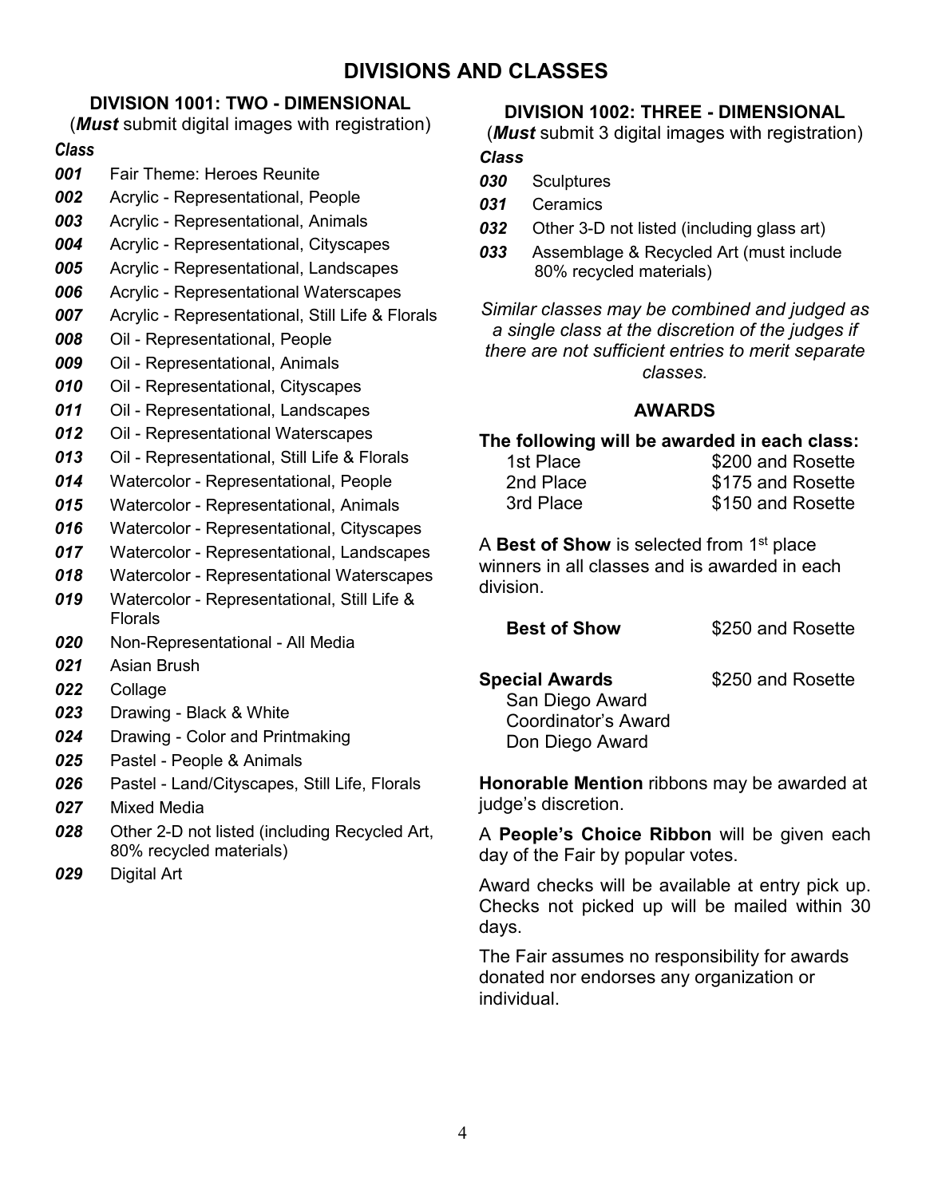# DIVISIONS AND CLASSES

## DIVISION 1001: TWO - DIMENSIONAL

(***Must*** submit digital images with registration)

***Class***

- ***001*** Fair Theme: Heroes Reunite
- ***002*** Acrylic - Representational, People
- ***003*** Acrylic - Representational, Animals
- ***004*** Acrylic - Representational, Cityscapes
- ***005*** Acrylic - Representational, Landscapes
- ***006*** Acrylic - Representational Waterscapes
- ***007*** Acrylic - Representational, Still Life & Florals
- ***008*** Oil - Representational, People
- ***009*** Oil - Representational, Animals
- ***010*** Oil - Representational, Cityscapes
- ***011*** Oil - Representational, Landscapes
- ***012*** Oil - Representational Waterscapes
- ***013*** Oil - Representational, Still Life & Florals
- ***014*** Watercolor - Representational, People
- ***015*** Watercolor - Representational, Animals
- ***016*** Watercolor - Representational, Cityscapes
- ***017*** Watercolor - Representational, Landscapes
- ***018*** Watercolor - Representational Waterscapes
- ***019*** Watercolor - Representational, Still Life & Florals
- ***020*** Non-Representational - All Media
- ***021*** Asian Brush
- ***022*** Collage
- ***023*** Drawing - Black & White
- ***024*** Drawing - Color and Printmaking
- ***025*** Pastel - People & Animals
- ***026*** Pastel - Land/Cityscapes, Still Life, Florals
- ***027*** Mixed Media
- ***028*** Other 2-D not listed (including Recycled Art, 80% recycled materials)
- ***029*** Digital Art

## DIVISION 1002: THREE - DIMENSIONAL

(***Must*** submit 3 digital images with registration)

***Class***

- ***030*** Sculptures
- ***031*** Ceramics
- ***032*** Other 3-D not listed (including glass art)
- ***033*** Assemblage & Recycled Art (must include 80% recycled materials)

*Similar classes may be combined and judged as a single class at the discretion of the judges if there are not sufficient entries to merit separate classes.*

## AWARDS

**The following will be awarded in each class:**

| | |
|---|---|
| 1st Place | $200 and Rosette |
| 2nd Place | $175 and Rosette |
| 3rd Place | $150 and Rosette |

A **Best of Show** is selected from 1st place winners in all classes and is awarded in each division.

**Best of Show** $250 and Rosette

**Special Awards** $250 and Rosette

- San Diego Award
- Coordinator's Award
- Don Diego Award

**Honorable Mention** ribbons may be awarded at judge's discretion.

A **People's Choice Ribbon** will be given each day of the Fair by popular votes.

Award checks will be available at entry pick up. Checks not picked up will be mailed within 30 days.

The Fair assumes no responsibility for awards donated nor endorses any organization or individual.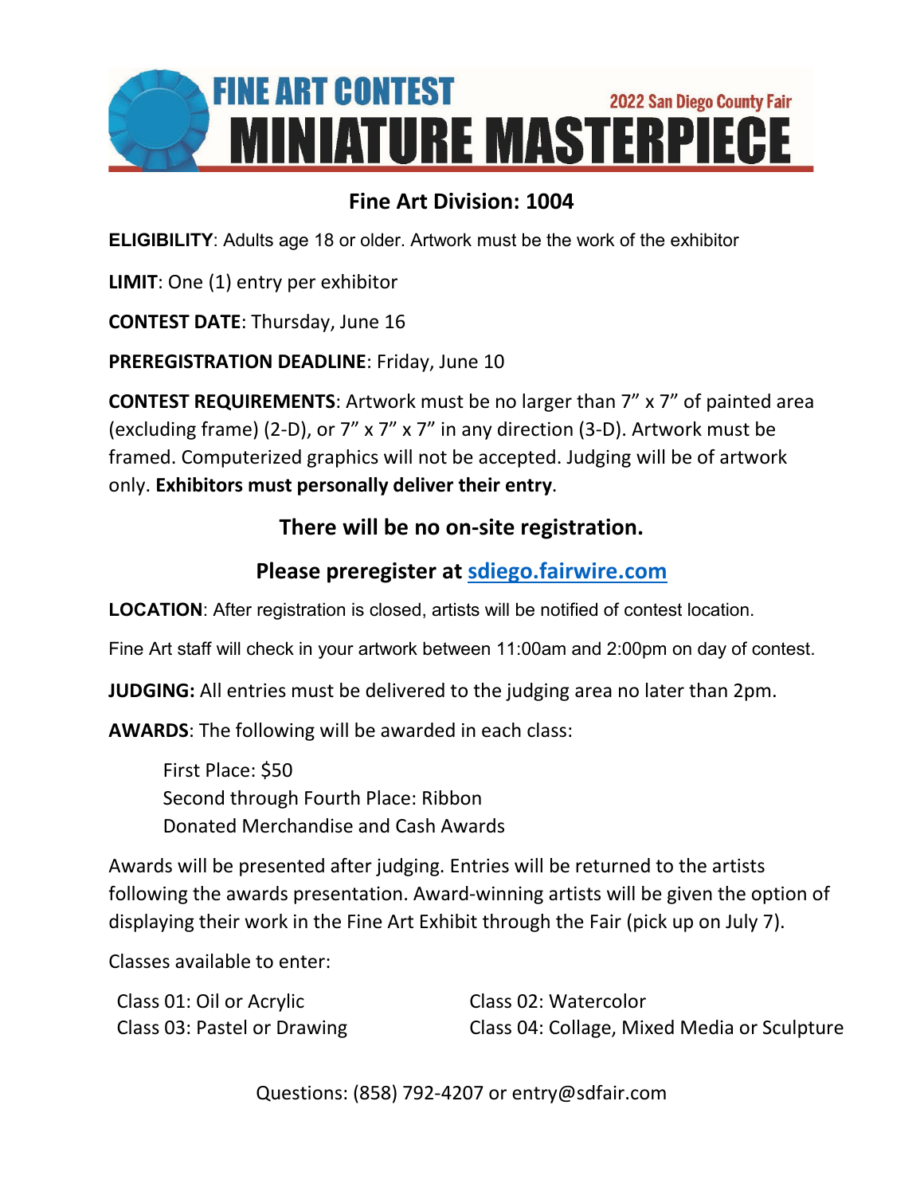# FINE ART CONTEST

2022 San Diego County Fair

# MINIATURE MASTERPIECE

## Fine Art Division: 1004

**ELIGIBILITY**: Adults age 18 or older. Artwork must be the work of the exhibitor

**LIMIT**: One (1) entry per exhibitor

**CONTEST DATE**: Thursday, June 16

**PREREGISTRATION DEADLINE**: Friday, June 10

**CONTEST REQUIREMENTS**: Artwork must be no larger than 7" x 7" of painted area (excluding frame) (2-D), or 7" x 7" x 7" in any direction (3-D). Artwork must be framed. Computerized graphics will not be accepted. Judging will be of artwork only. **Exhibitors must personally deliver their entry**.

### There will be no on-site registration.

### Please preregister at sdiego.fairwire.com

**LOCATION**: After registration is closed, artists will be notified of contest location.

Fine Art staff will check in your artwork between 11:00am and 2:00pm on day of contest.

**JUDGING:** All entries must be delivered to the judging area no later than 2pm.

**AWARDS**: The following will be awarded in each class:

First Place: $50
Second through Fourth Place: Ribbon
Donated Merchandise and Cash Awards

Awards will be presented after judging. Entries will be returned to the artists following the awards presentation. Award-winning artists will be given the option of displaying their work in the Fine Art Exhibit through the Fair (pick up on July 7).

Classes available to enter:

- Class 01: Oil or Acrylic
- Class 02: Watercolor
- Class 03: Pastel or Drawing
- Class 04: Collage, Mixed Media or Sculpture

Questions: (858) 792-4207 or entry@sdfair.com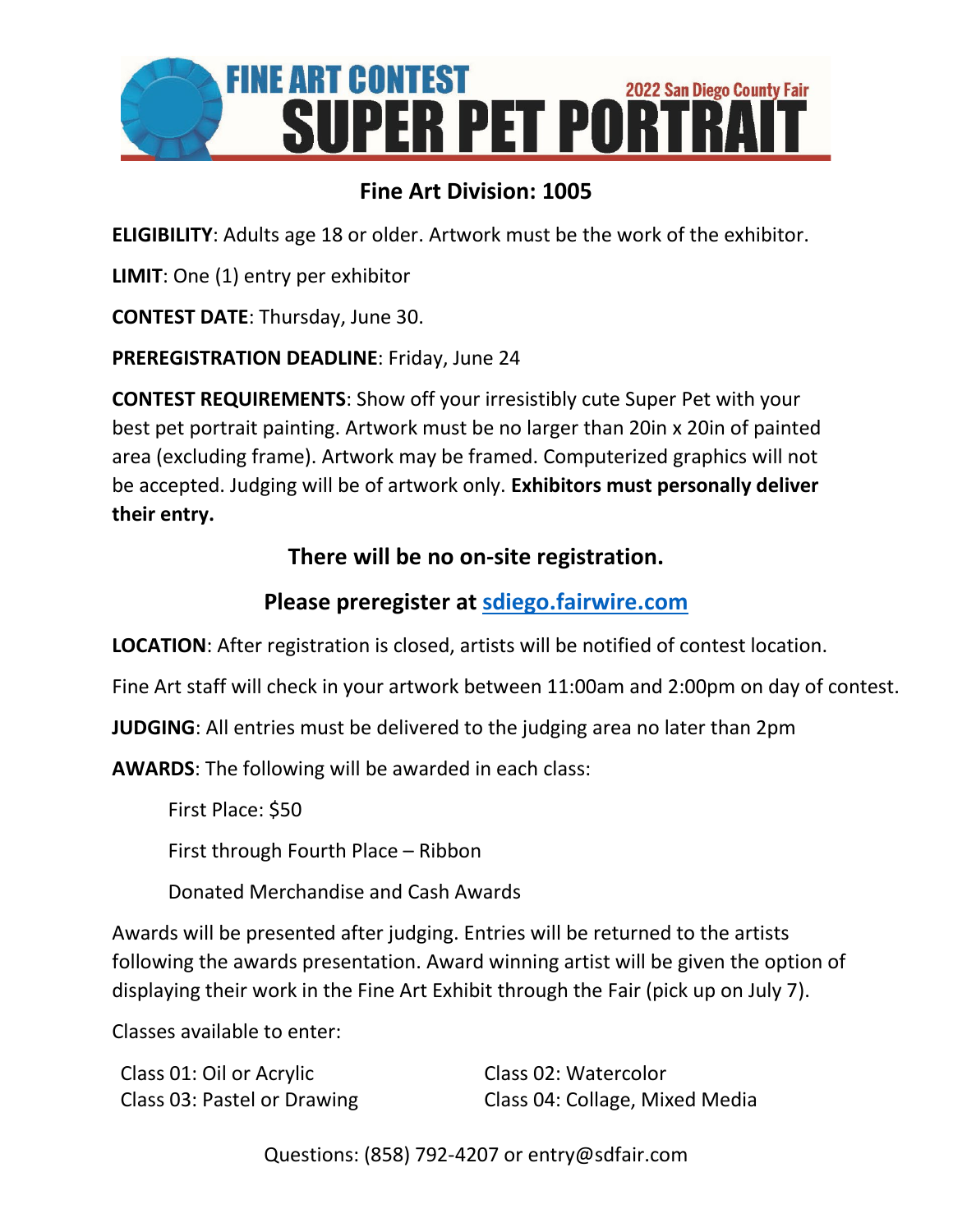# FINE ART CONTEST
## 2022 San Diego County Fair
# SUPER PET PORTRAIT

## Fine Art Division: 1005

**ELIGIBILITY**: Adults age 18 or older. Artwork must be the work of the exhibitor.

**LIMIT**: One (1) entry per exhibitor

**CONTEST DATE**: Thursday, June 30.

**PREREGISTRATION DEADLINE**: Friday, June 24

**CONTEST REQUIREMENTS**: Show off your irresistibly cute Super Pet with your best pet portrait painting. Artwork must be no larger than 20in x 20in of painted area (excluding frame). Artwork may be framed. Computerized graphics will not be accepted. Judging will be of artwork only. **Exhibitors must personally deliver their entry.**

### There will be no on-site registration.

### Please preregister at [sdiego.fairwire.com](sdiego.fairwire.com)

**LOCATION**: After registration is closed, artists will be notified of contest location.

Fine Art staff will check in your artwork between 11:00am and 2:00pm on day of contest.

**JUDGING**: All entries must be delivered to the judging area no later than 2pm

**AWARDS**: The following will be awarded in each class:

First Place: $50

First through Fourth Place – Ribbon

Donated Merchandise and Cash Awards

Awards will be presented after judging. Entries will be returned to the artists following the awards presentation. Award winning artist will be given the option of displaying their work in the Fine Art Exhibit through the Fair (pick up on July 7).

Classes available to enter:

- Class 01: Oil or Acrylic
- Class 02: Watercolor
- Class 03: Pastel or Drawing
- Class 04: Collage, Mixed Media

Questions: (858) 792-4207 or entry@sdfair.com